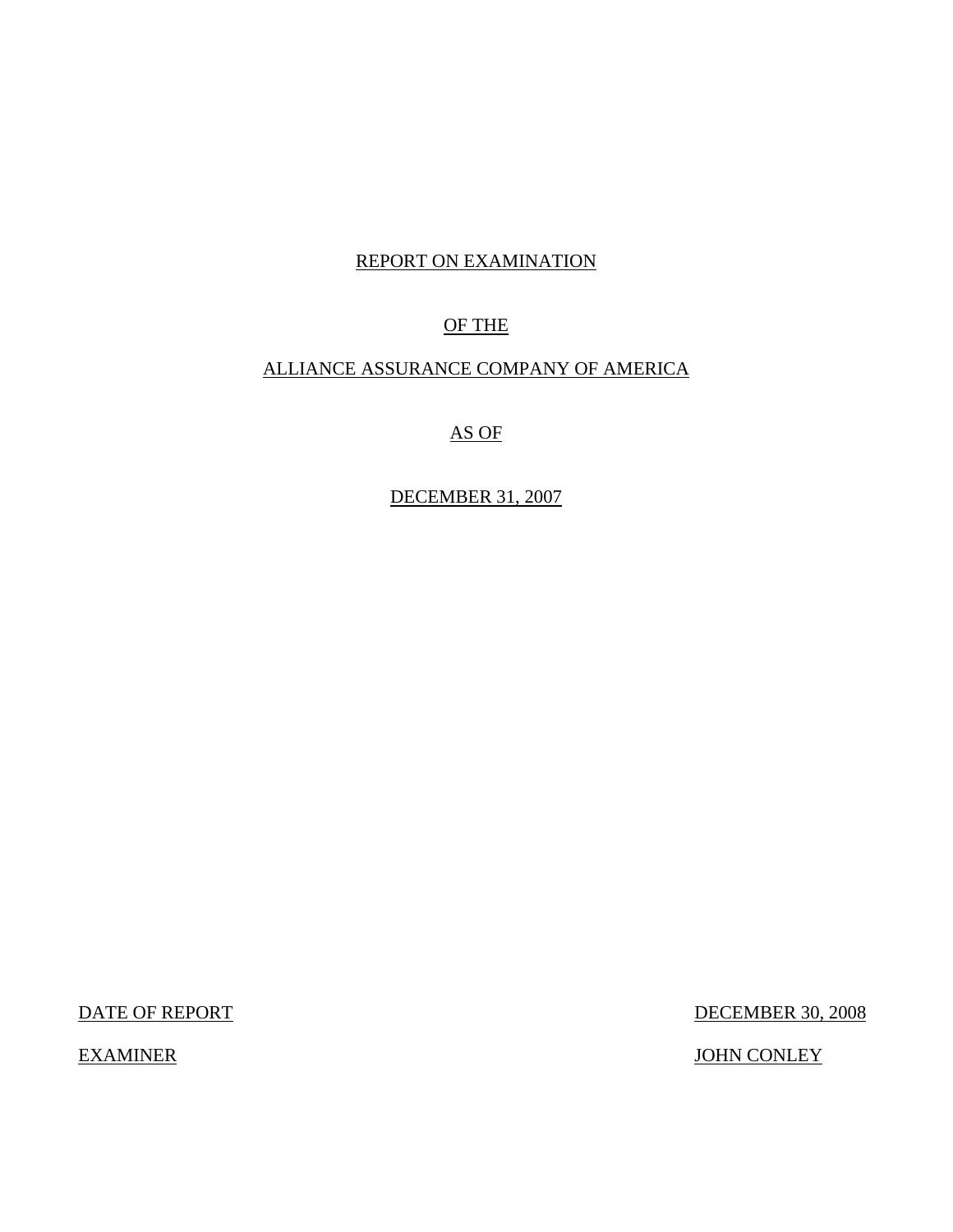REPORT ON EXAMINATION

OF THE

ALLIANCE ASSURANCE COMPANY OF AMERICA

AS OF

DECEMBER 31, 2007

DATE OF REPORT DECEMBER 30, 2008

EXAMINER JOHN CONLEY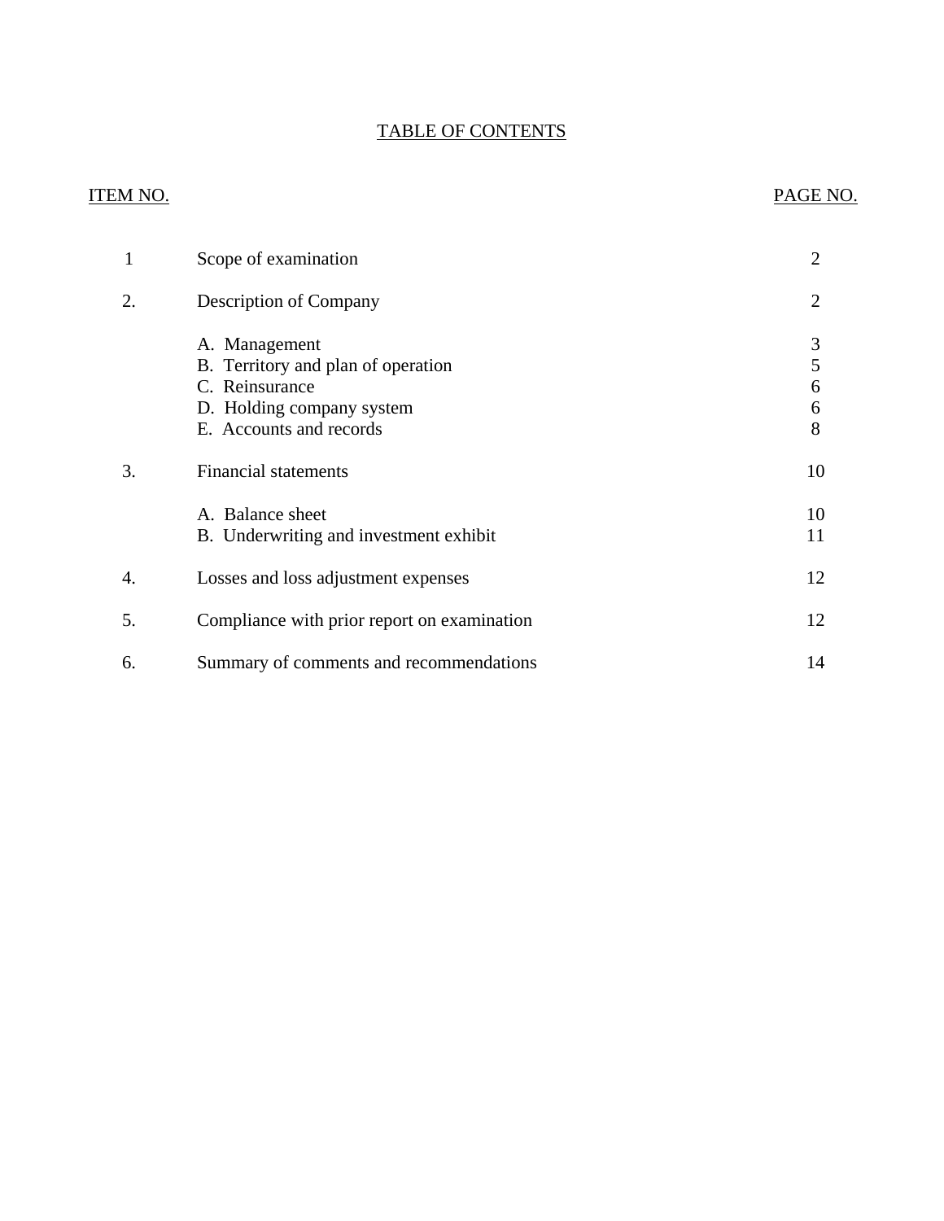# TABLE OF CONTENTS

| ITEM NO. | | PAGE NO. |
|---|---|---|
| 1 | Scope of examination | 2 |
| 2. | Description of Company | 2 |
| | A. Management | 3 |
| | B. Territory and plan of operation | 5 |
| | C. Reinsurance | 6 |
| | D. Holding company system | 6 |
| | E. Accounts and records | 8 |
| 3. | Financial statements | 10 |
| | A. Balance sheet | 10 |
| | B. Underwriting and investment exhibit | 11 |
| 4. | Losses and loss adjustment expenses | 12 |
| 5. | Compliance with prior report on examination | 12 |
| 6. | Summary of comments and recommendations | 14 |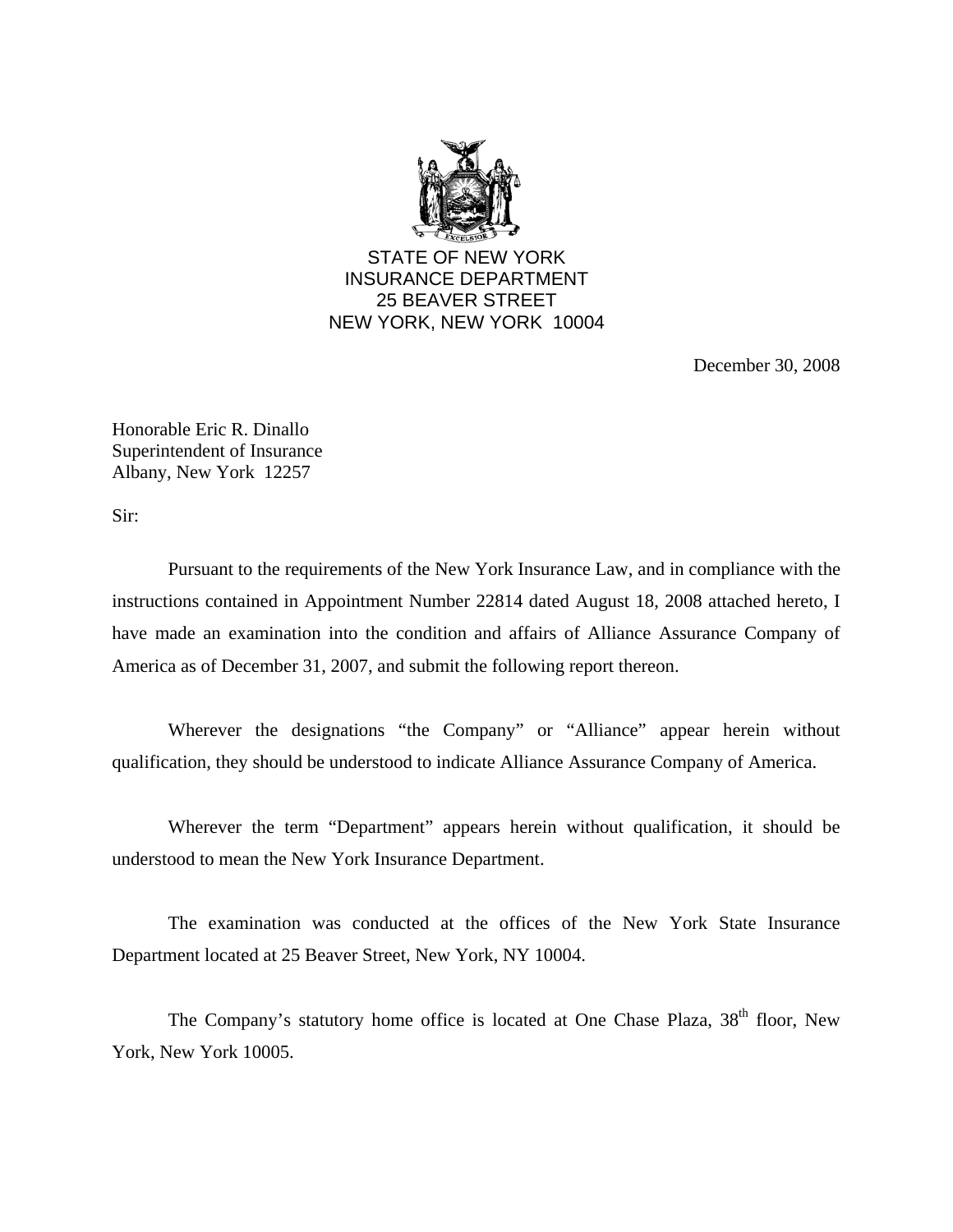STATE OF NEW YORK
INSURANCE DEPARTMENT
25 BEAVER STREET
NEW YORK, NEW YORK 10004

December 30, 2008

Honorable Eric R. Dinallo
Superintendent of Insurance
Albany, New York 12257

Sir:

Pursuant to the requirements of the New York Insurance Law, and in compliance with the instructions contained in Appointment Number 22814 dated August 18, 2008 attached hereto, I have made an examination into the condition and affairs of Alliance Assurance Company of America as of December 31, 2007, and submit the following report thereon.

Wherever the designations "the Company" or "Alliance" appear herein without qualification, they should be understood to indicate Alliance Assurance Company of America.

Wherever the term "Department" appears herein without qualification, it should be understood to mean the New York Insurance Department.

The examination was conducted at the offices of the New York State Insurance Department located at 25 Beaver Street, New York, NY 10004.

The Company's statutory home office is located at One Chase Plaza, 38th floor, New York, New York 10005.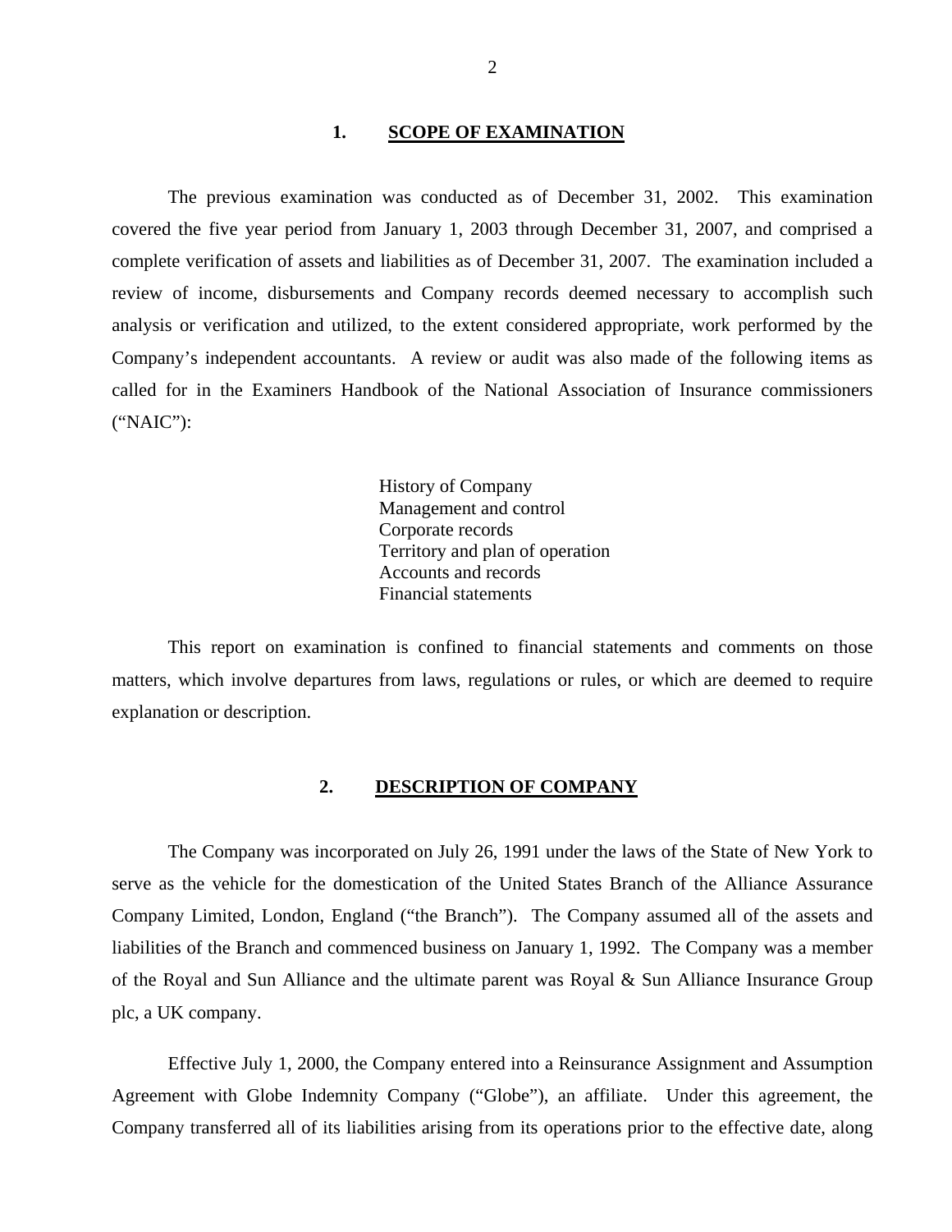## 1. SCOPE OF EXAMINATION

The previous examination was conducted as of December 31, 2002. This examination covered the five year period from January 1, 2003 through December 31, 2007, and comprised a complete verification of assets and liabilities as of December 31, 2007. The examination included a review of income, disbursements and Company records deemed necessary to accomplish such analysis or verification and utilized, to the extent considered appropriate, work performed by the Company's independent accountants. A review or audit was also made of the following items as called for in the Examiners Handbook of the National Association of Insurance commissioners ("NAIC"):

History of Company
Management and control
Corporate records
Territory and plan of operation
Accounts and records
Financial statements

This report on examination is confined to financial statements and comments on those matters, which involve departures from laws, regulations or rules, or which are deemed to require explanation or description.

## 2. DESCRIPTION OF COMPANY

The Company was incorporated on July 26, 1991 under the laws of the State of New York to serve as the vehicle for the domestication of the United States Branch of the Alliance Assurance Company Limited, London, England ("the Branch"). The Company assumed all of the assets and liabilities of the Branch and commenced business on January 1, 1992. The Company was a member of the Royal and Sun Alliance and the ultimate parent was Royal & Sun Alliance Insurance Group plc, a UK company.

Effective July 1, 2000, the Company entered into a Reinsurance Assignment and Assumption Agreement with Globe Indemnity Company ("Globe"), an affiliate. Under this agreement, the Company transferred all of its liabilities arising from its operations prior to the effective date, along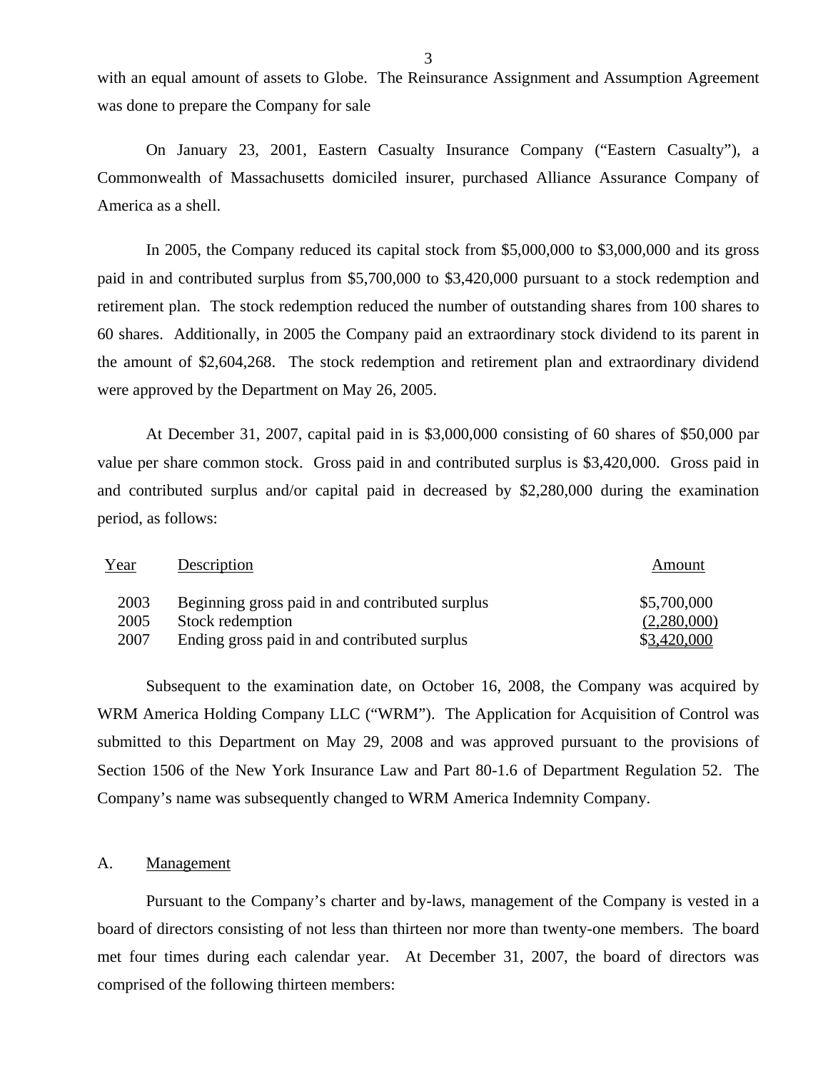with an equal amount of assets to Globe. The Reinsurance Assignment and Assumption Agreement was done to prepare the Company for sale

On January 23, 2001, Eastern Casualty Insurance Company ("Eastern Casualty"), a Commonwealth of Massachusetts domiciled insurer, purchased Alliance Assurance Company of America as a shell.

In 2005, the Company reduced its capital stock from $5,000,000 to $3,000,000 and its gross paid in and contributed surplus from $5,700,000 to $3,420,000 pursuant to a stock redemption and retirement plan. The stock redemption reduced the number of outstanding shares from 100 shares to 60 shares. Additionally, in 2005 the Company paid an extraordinary stock dividend to its parent in the amount of $2,604,268. The stock redemption and retirement plan and extraordinary dividend were approved by the Department on May 26, 2005.

At December 31, 2007, capital paid in is $3,000,000 consisting of 60 shares of $50,000 par value per share common stock. Gross paid in and contributed surplus is $3,420,000. Gross paid in and contributed surplus and/or capital paid in decreased by $2,280,000 during the examination period, as follows:

| Year | Description | Amount |
|---|---|---|
| 2003 | Beginning gross paid in and contributed surplus | $5,700,000 |
| 2005 | Stock redemption | (2,280,000) |
| 2007 | Ending gross paid in and contributed surplus | $3,420,000 |

Subsequent to the examination date, on October 16, 2008, the Company was acquired by WRM America Holding Company LLC ("WRM"). The Application for Acquisition of Control was submitted to this Department on May 29, 2008 and was approved pursuant to the provisions of Section 1506 of the New York Insurance Law and Part 80-1.6 of Department Regulation 52. The Company's name was subsequently changed to WRM America Indemnity Company.

## A. Management

Pursuant to the Company's charter and by-laws, management of the Company is vested in a board of directors consisting of not less than thirteen nor more than twenty-one members. The board met four times during each calendar year. At December 31, 2007, the board of directors was comprised of the following thirteen members: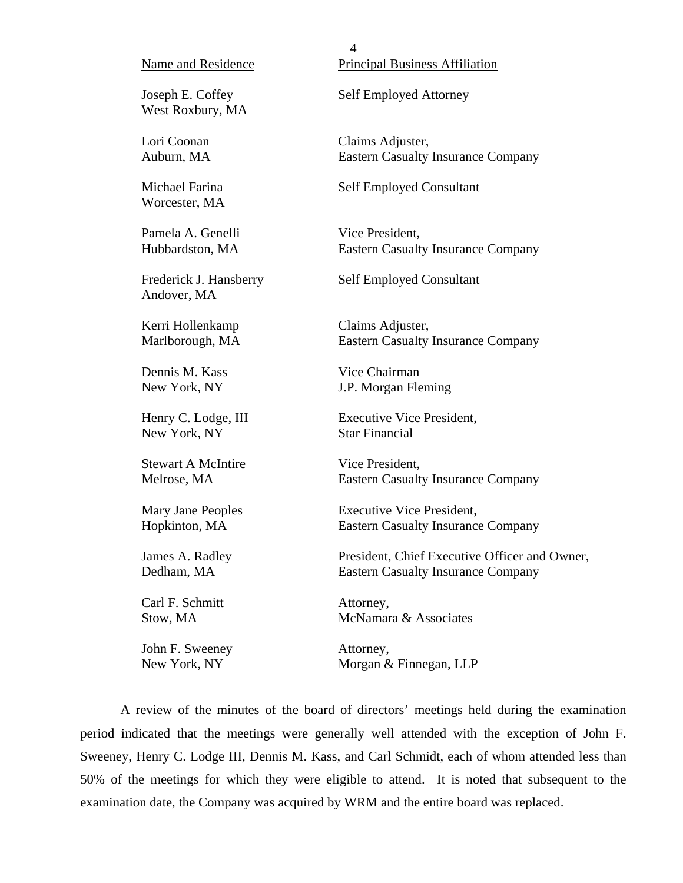| Name and Residence | Principal Business Affiliation |
|---|---|
| Joseph E. Coffey<br>West Roxbury, MA | Self Employed Attorney |
| Lori Coonan<br>Auburn, MA | Claims Adjuster,<br>Eastern Casualty Insurance Company |
| Michael Farina<br>Worcester, MA | Self Employed Consultant |
| Pamela A. Genelli<br>Hubbardston, MA | Vice President,<br>Eastern Casualty Insurance Company |
| Frederick J. Hansberry<br>Andover, MA | Self Employed Consultant |
| Kerri Hollenkamp<br>Marlborough, MA | Claims Adjuster,<br>Eastern Casualty Insurance Company |
| Dennis M. Kass<br>New York, NY | Vice Chairman<br>J.P. Morgan Fleming |
| Henry C. Lodge, III<br>New York, NY | Executive Vice President,<br>Star Financial |
| Stewart A McIntire<br>Melrose, MA | Vice President,<br>Eastern Casualty Insurance Company |
| Mary Jane Peoples<br>Hopkinton, MA | Executive Vice President,<br>Eastern Casualty Insurance Company |
| James A. Radley<br>Dedham, MA | President, Chief Executive Officer and Owner,<br>Eastern Casualty Insurance Company |
| Carl F. Schmitt<br>Stow, MA | Attorney,<br>McNamara & Associates |
| John F. Sweeney<br>New York, NY | Attorney,<br>Morgan & Finnegan, LLP |

A review of the minutes of the board of directors' meetings held during the examination period indicated that the meetings were generally well attended with the exception of John F. Sweeney, Henry C. Lodge III, Dennis M. Kass, and Carl Schmidt, each of whom attended less than 50% of the meetings for which they were eligible to attend. It is noted that subsequent to the examination date, the Company was acquired by WRM and the entire board was replaced.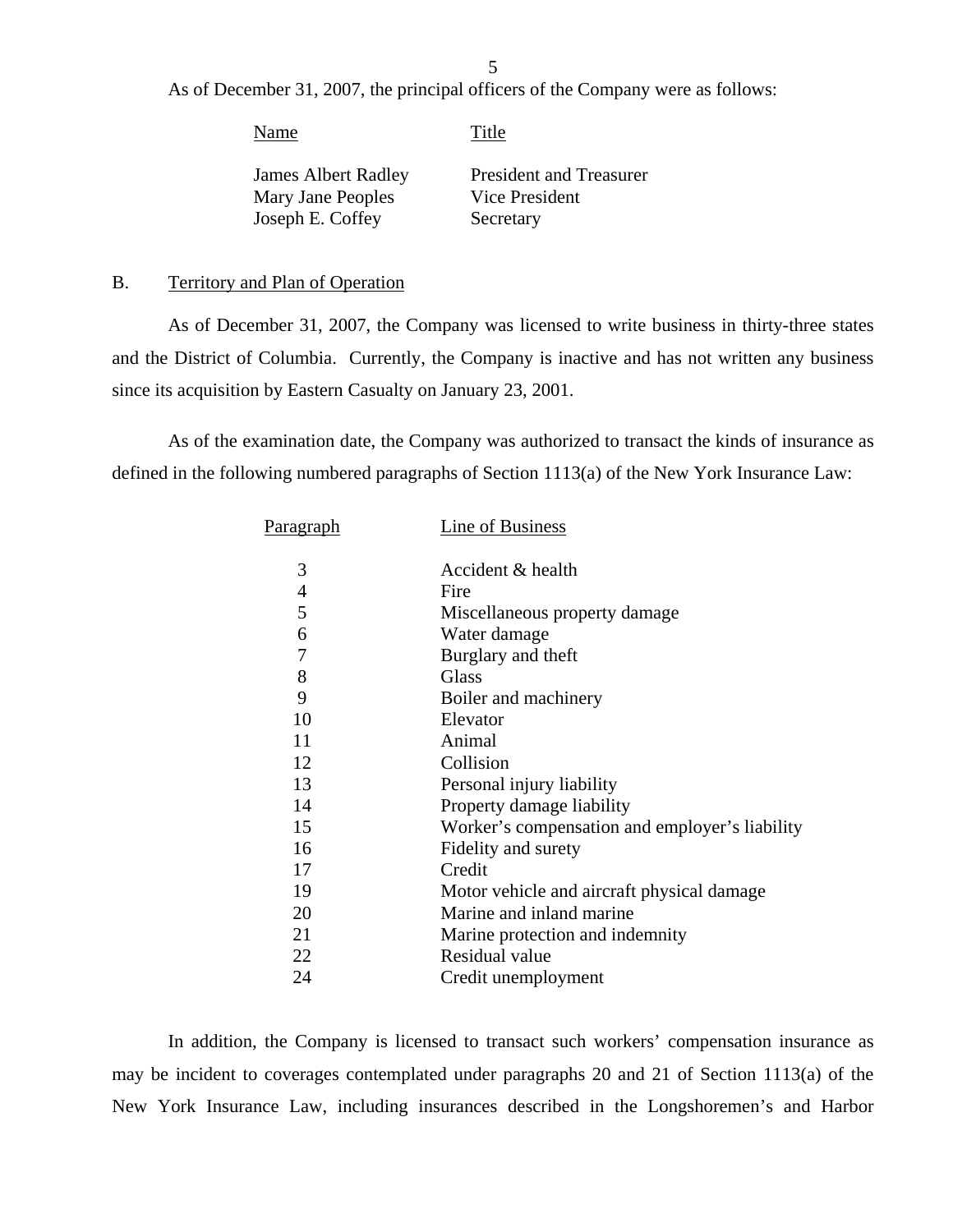As of December 31, 2007, the principal officers of the Company were as follows:

| Name | Title |
| --- | --- |
| James Albert Radley | President and Treasurer |
| Mary Jane Peoples | Vice President |
| Joseph E. Coffey | Secretary |

## B. Territory and Plan of Operation

As of December 31, 2007, the Company was licensed to write business in thirty-three states and the District of Columbia. Currently, the Company is inactive and has not written any business since its acquisition by Eastern Casualty on January 23, 2001.

As of the examination date, the Company was authorized to transact the kinds of insurance as defined in the following numbered paragraphs of Section 1113(a) of the New York Insurance Law:

| Paragraph | Line of Business |
| --- | --- |
| 3 | Accident & health |
| 4 | Fire |
| 5 | Miscellaneous property damage |
| 6 | Water damage |
| 7 | Burglary and theft |
| 8 | Glass |
| 9 | Boiler and machinery |
| 10 | Elevator |
| 11 | Animal |
| 12 | Collision |
| 13 | Personal injury liability |
| 14 | Property damage liability |
| 15 | Worker's compensation and employer's liability |
| 16 | Fidelity and surety |
| 17 | Credit |
| 19 | Motor vehicle and aircraft physical damage |
| 20 | Marine and inland marine |
| 21 | Marine protection and indemnity |
| 22 | Residual value |
| 24 | Credit unemployment |

In addition, the Company is licensed to transact such workers' compensation insurance as may be incident to coverages contemplated under paragraphs 20 and 21 of Section 1113(a) of the New York Insurance Law, including insurances described in the Longshoremen's and Harbor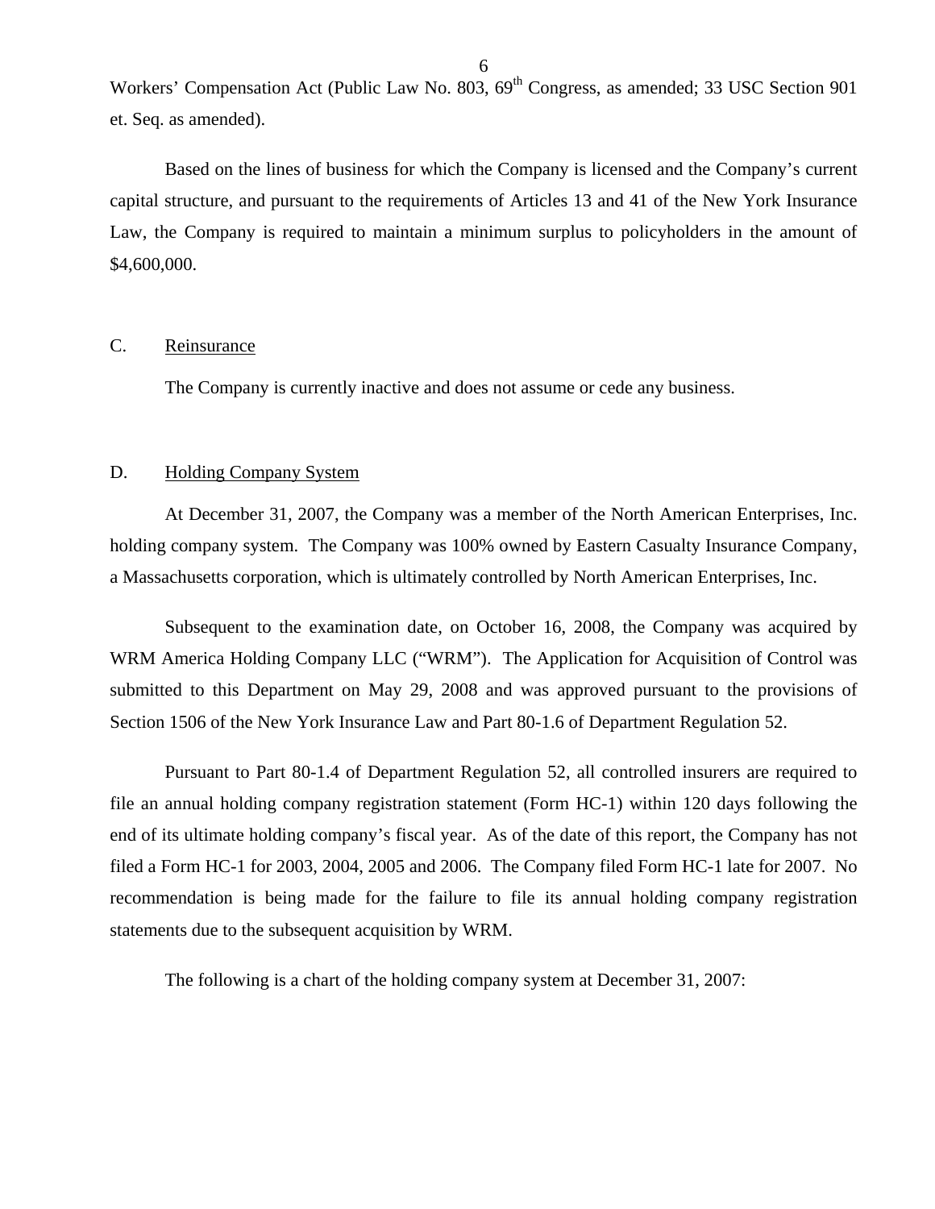Workers' Compensation Act (Public Law No. 803, 69th Congress, as amended; 33 USC Section 901 et. Seq. as amended).

Based on the lines of business for which the Company is licensed and the Company's current capital structure, and pursuant to the requirements of Articles 13 and 41 of the New York Insurance Law, the Company is required to maintain a minimum surplus to policyholders in the amount of $4,600,000.

## C. Reinsurance

The Company is currently inactive and does not assume or cede any business.

## D. Holding Company System

At December 31, 2007, the Company was a member of the North American Enterprises, Inc. holding company system. The Company was 100% owned by Eastern Casualty Insurance Company, a Massachusetts corporation, which is ultimately controlled by North American Enterprises, Inc.

Subsequent to the examination date, on October 16, 2008, the Company was acquired by WRM America Holding Company LLC ("WRM"). The Application for Acquisition of Control was submitted to this Department on May 29, 2008 and was approved pursuant to the provisions of Section 1506 of the New York Insurance Law and Part 80-1.6 of Department Regulation 52.

Pursuant to Part 80-1.4 of Department Regulation 52, all controlled insurers are required to file an annual holding company registration statement (Form HC-1) within 120 days following the end of its ultimate holding company's fiscal year. As of the date of this report, the Company has not filed a Form HC-1 for 2003, 2004, 2005 and 2006. The Company filed Form HC-1 late for 2007. No recommendation is being made for the failure to file its annual holding company registration statements due to the subsequent acquisition by WRM.

The following is a chart of the holding company system at December 31, 2007: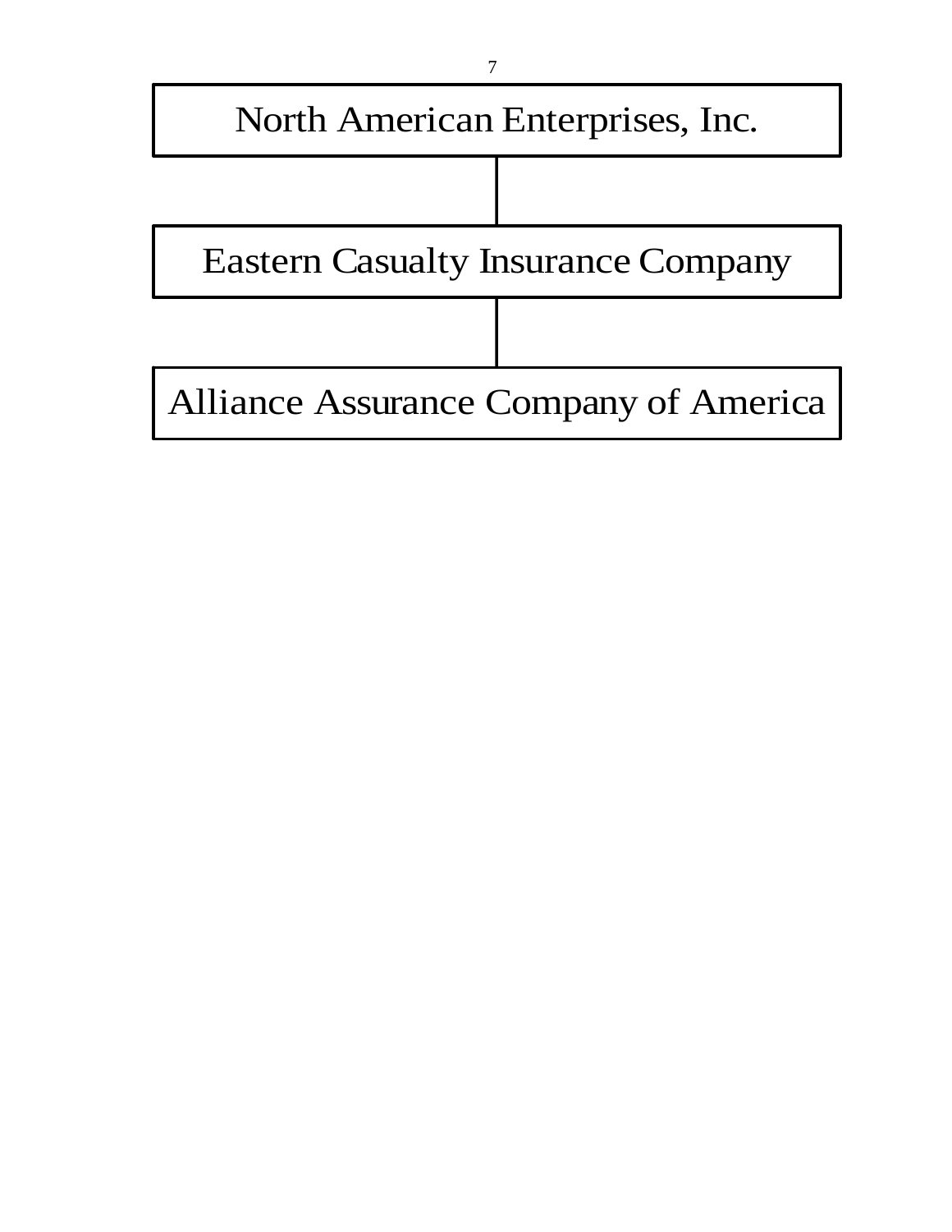North American Enterprises, Inc.

Eastern Casualty Insurance Company

Alliance Assurance Company of America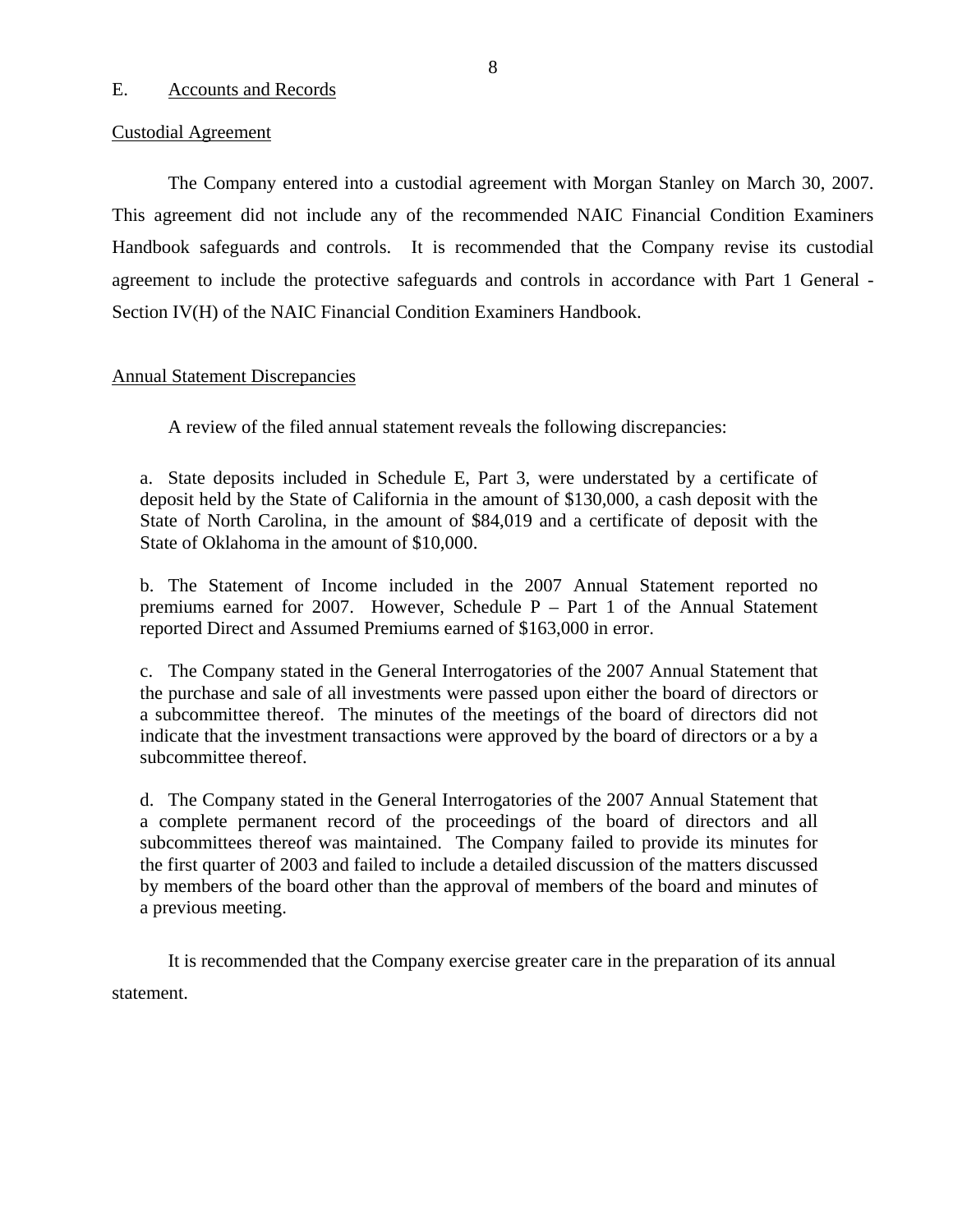## E. Accounts and Records

### Custodial Agreement

The Company entered into a custodial agreement with Morgan Stanley on March 30, 2007. This agreement did not include any of the recommended NAIC Financial Condition Examiners Handbook safeguards and controls. It is recommended that the Company revise its custodial agreement to include the protective safeguards and controls in accordance with Part 1 General - Section IV(H) of the NAIC Financial Condition Examiners Handbook.

### Annual Statement Discrepancies

A review of the filed annual statement reveals the following discrepancies:

a. State deposits included in Schedule E, Part 3, were understated by a certificate of deposit held by the State of California in the amount of $130,000, a cash deposit with the State of North Carolina, in the amount of $84,019 and a certificate of deposit with the State of Oklahoma in the amount of $10,000.

b. The Statement of Income included in the 2007 Annual Statement reported no premiums earned for 2007. However, Schedule P – Part 1 of the Annual Statement reported Direct and Assumed Premiums earned of $163,000 in error.

c. The Company stated in the General Interrogatories of the 2007 Annual Statement that the purchase and sale of all investments were passed upon either the board of directors or a subcommittee thereof. The minutes of the meetings of the board of directors did not indicate that the investment transactions were approved by the board of directors or a by a subcommittee thereof.

d. The Company stated in the General Interrogatories of the 2007 Annual Statement that a complete permanent record of the proceedings of the board of directors and all subcommittees thereof was maintained. The Company failed to provide its minutes for the first quarter of 2003 and failed to include a detailed discussion of the matters discussed by members of the board other than the approval of members of the board and minutes of a previous meeting.

It is recommended that the Company exercise greater care in the preparation of its annual statement.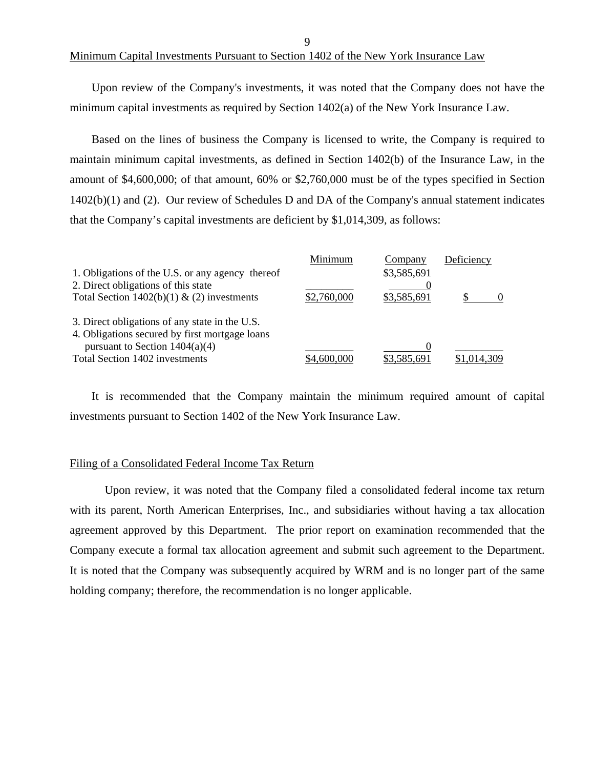## Minimum Capital Investments Pursuant to Section 1402 of the New York Insurance Law

Upon review of the Company's investments, it was noted that the Company does not have the minimum capital investments as required by Section 1402(a) of the New York Insurance Law.

Based on the lines of business the Company is licensed to write, the Company is required to maintain minimum capital investments, as defined in Section 1402(b) of the Insurance Law, in the amount of $4,600,000; of that amount, 60% or $2,760,000 must be of the types specified in Section 1402(b)(1) and (2). Our review of Schedules D and DA of the Company's annual statement indicates that the Company’s capital investments are deficient by $1,014,309, as follows:

| | Minimum | Company | Deficiency |
|---|---|---|---|
| 1. Obligations of the U.S. or any agency thereof | | $3,585,691 | |
| 2. Direct obligations of this state | | 0 | |
| Total Section 1402(b)(1) & (2) investments | $2,760,000 | $3,585,691 | $ 0 |
| 3. Direct obligations of any state in the U.S. | | | |
| 4. Obligations secured by first mortgage loans pursuant to Section 1404(a)(4) | | 0 | |
| Total Section 1402 investments | $4,600,000 | $3,585,691 | $1,014,309 |

It is recommended that the Company maintain the minimum required amount of capital investments pursuant to Section 1402 of the New York Insurance Law.

## Filing of a Consolidated Federal Income Tax Return

Upon review, it was noted that the Company filed a consolidated federal income tax return with its parent, North American Enterprises, Inc., and subsidiaries without having a tax allocation agreement approved by this Department. The prior report on examination recommended that the Company execute a formal tax allocation agreement and submit such agreement to the Department. It is noted that the Company was subsequently acquired by WRM and is no longer part of the same holding company; therefore, the recommendation is no longer applicable.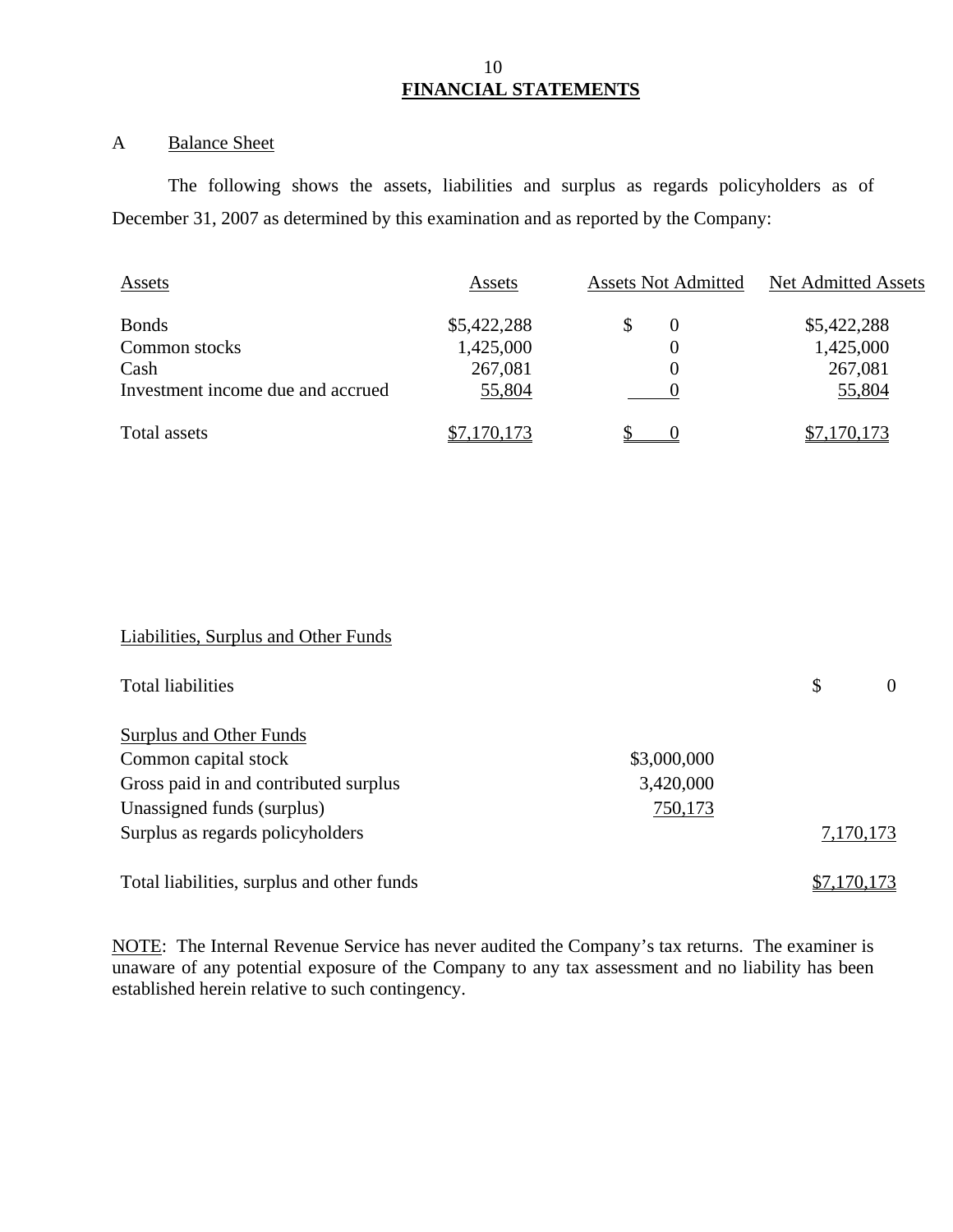## FINANCIAL STATEMENTS

A Balance Sheet

The following shows the assets, liabilities and surplus as regards policyholders as of December 31, 2007 as determined by this examination and as reported by the Company:

| Assets | Assets | Assets Not Admitted | Net Admitted Assets |
|---|---|---|---|
| Bonds | $5,422,288 | $ 0 | $5,422,288 |
| Common stocks | 1,425,000 | 0 | 1,425,000 |
| Cash | 267,081 | 0 | 267,081 |
| Investment income due and accrued | 55,804 | 0 | 55,804 |
| Total assets | $7,170,173 | $ 0 | $7,170,173 |

| Liabilities, Surplus and Other Funds | | |
|---|---|---|
| Total liabilities | | $ 0 |
| Surplus and Other Funds | | |
| Common capital stock | $3,000,000 | |
| Gross paid in and contributed surplus | 3,420,000 | |
| Unassigned funds (surplus) | 750,173 | |
| Surplus as regards policyholders | | 7,170,173 |
| Total liabilities, surplus and other funds | | $7,170,173 |

NOTE: The Internal Revenue Service has never audited the Company's tax returns. The examiner is unaware of any potential exposure of the Company to any tax assessment and no liability has been established herein relative to such contingency.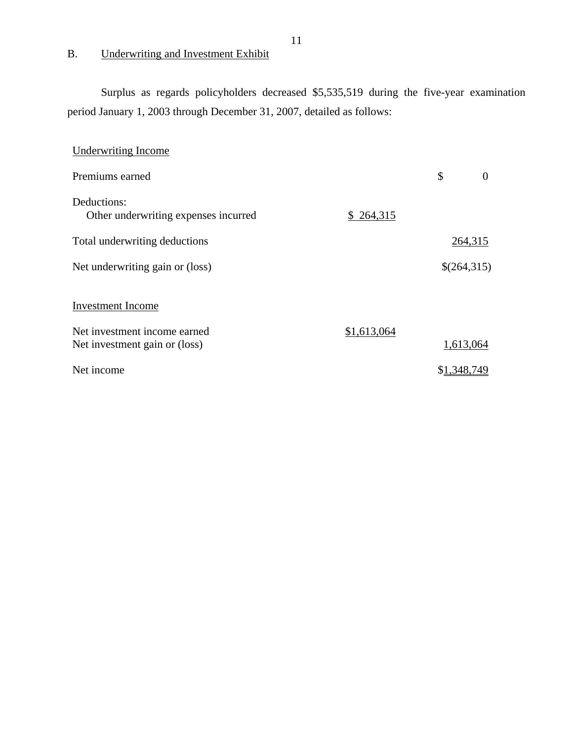## B. Underwriting and Investment Exhibit

Surplus as regards policyholders decreased $5,535,519 during the five-year examination period January 1, 2003 through December 31, 2007, detailed as follows:

| | | |
|---|---|---|
| Underwriting Income | | |
| Premiums earned | | $ 0 |
| Deductions: | | |
| Other underwriting expenses incurred | $ 264,315 | |
| Total underwriting deductions | | 264,315 |
| Net underwriting gain or (loss) | | $(264,315) |
| | | |
| Investment Income | | |
| Net investment income earned | $1,613,064 | |
| Net investment gain or (loss) | | 1,613,064 |
| Net income | | $1,348,749 |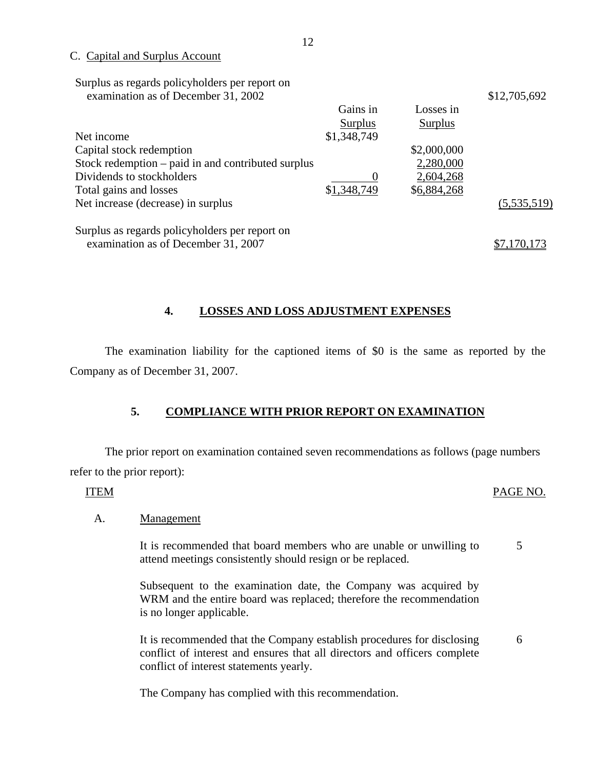C. Capital and Surplus Account

| | Gains in Surplus | Losses in Surplus | |
|---|---|---|---|
| Surplus as regards policyholders per report on examination as of December 31, 2002 | | | $12,705,692 |
| Net income | $1,348,749 | | |
| Capital stock redemption | | $2,000,000 | |
| Stock redemption – paid in and contributed surplus | | 2,280,000 | |
| Dividends to stockholders | 0 | 2,604,268 | |
| Total gains and losses | $1,348,749 | $6,884,268 | |
| Net increase (decrease) in surplus | | | (5,535,519) |
| Surplus as regards policyholders per report on examination as of December 31, 2007 | | | $7,170,173 |

## 4. LOSSES AND LOSS ADJUSTMENT EXPENSES

The examination liability for the captioned items of $0 is the same as reported by the Company as of December 31, 2007.

## 5. COMPLIANCE WITH PRIOR REPORT ON EXAMINATION

The prior report on examination contained seven recommendations as follows (page numbers refer to the prior report):

| ITEM | | PAGE NO. |
|---|---|---|
| A. | Management | |
| | It is recommended that board members who are unable or unwilling to attend meetings consistently should resign or be replaced. | 5 |
| | Subsequent to the examination date, the Company was acquired by WRM and the entire board was replaced; therefore the recommendation is no longer applicable. | |
| | It is recommended that the Company establish procedures for disclosing conflict of interest and ensures that all directors and officers complete conflict of interest statements yearly. | 6 |
| | The Company has complied with this recommendation. | |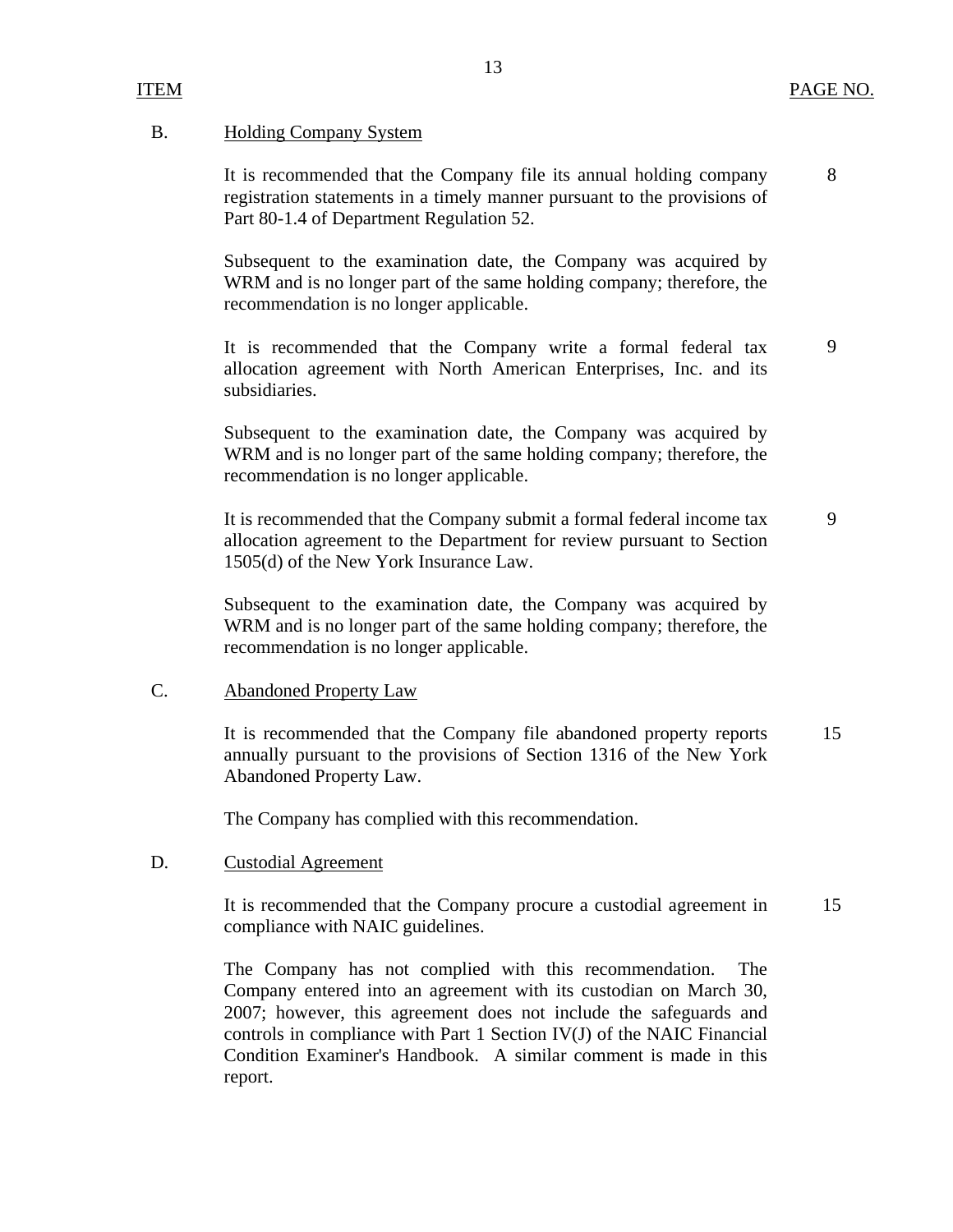| ITEM | | PAGE NO. |
|---|---|---|
| B. | Holding Company System | |
| | It is recommended that the Company file its annual holding company registration statements in a timely manner pursuant to the provisions of Part 80-1.4 of Department Regulation 52. | 8 |
| | Subsequent to the examination date, the Company was acquired by WRM and is no longer part of the same holding company; therefore, the recommendation is no longer applicable. | |
| | It is recommended that the Company write a formal federal tax allocation agreement with North American Enterprises, Inc. and its subsidiaries. | 9 |
| | Subsequent to the examination date, the Company was acquired by WRM and is no longer part of the same holding company; therefore, the recommendation is no longer applicable. | |
| | It is recommended that the Company submit a formal federal income tax allocation agreement to the Department for review pursuant to Section 1505(d) of the New York Insurance Law. | 9 |
| | Subsequent to the examination date, the Company was acquired by WRM and is no longer part of the same holding company; therefore, the recommendation is no longer applicable. | |
| C. | Abandoned Property Law | |
| | It is recommended that the Company file abandoned property reports annually pursuant to the provisions of Section 1316 of the New York Abandoned Property Law. | 15 |
| | The Company has complied with this recommendation. | |
| D. | Custodial Agreement | |
| | It is recommended that the Company procure a custodial agreement in compliance with NAIC guidelines. | 15 |
| | The Company has not complied with this recommendation. The Company entered into an agreement with its custodian on March 30, 2007; however, this agreement does not include the safeguards and controls in compliance with Part 1 Section IV(J) of the NAIC Financial Condition Examiner's Handbook. A similar comment is made in this report. | |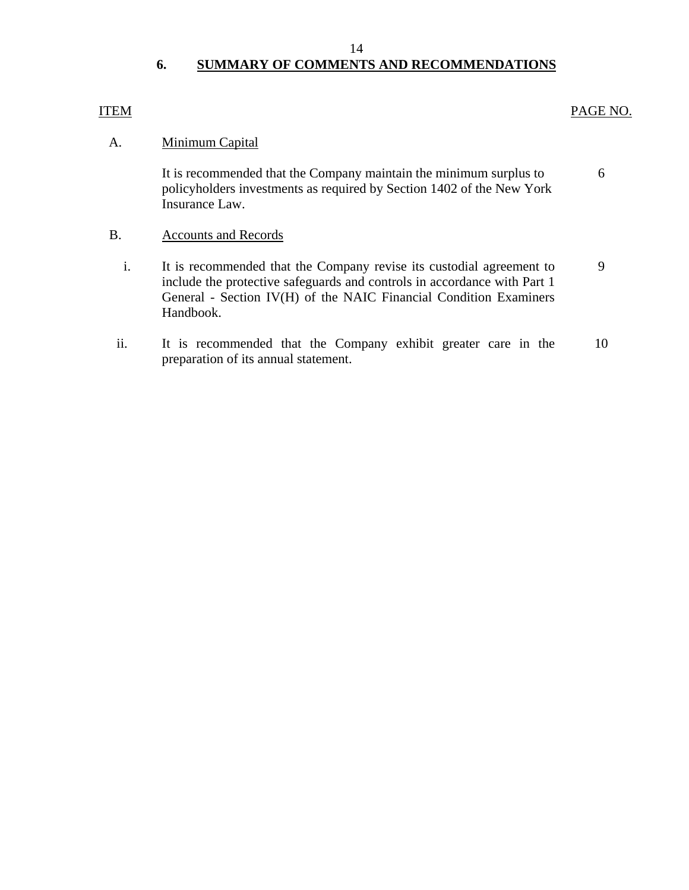## 6. SUMMARY OF COMMENTS AND RECOMMENDATIONS

| ITEM | | PAGE NO. |
|---|---|---|
| A. | Minimum Capital | |
| | It is recommended that the Company maintain the minimum surplus to policyholders investments as required by Section 1402 of the New York Insurance Law. | 6 |
| B. | Accounts and Records | |
| i. | It is recommended that the Company revise its custodial agreement to include the protective safeguards and controls in accordance with Part 1 General - Section IV(H) of the NAIC Financial Condition Examiners Handbook. | 9 |
| ii. | It is recommended that the Company exhibit greater care in the preparation of its annual statement. | 10 |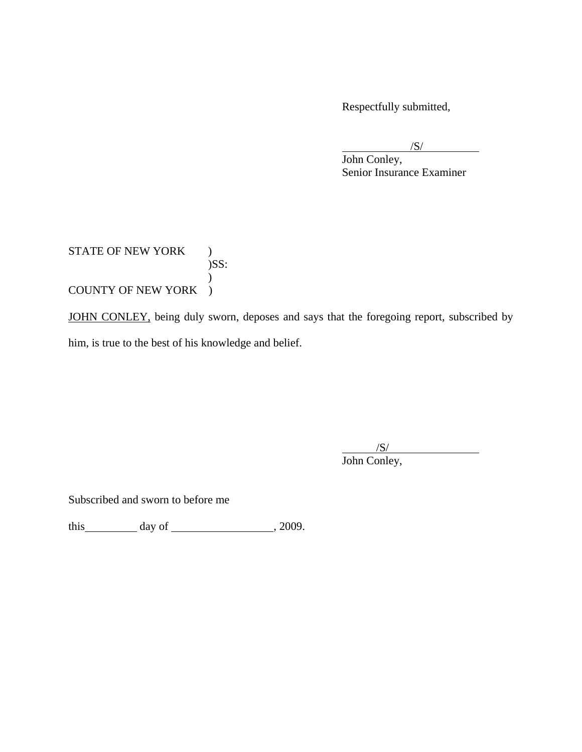Respectfully submitted,

/S/

John Conley,
Senior Insurance Examiner

STATE OF NEW YORK )
)SS:
)
COUNTY OF NEW YORK )

JOHN CONLEY, being duly sworn, deposes and says that the foregoing report, subscribed by him, is true to the best of his knowledge and belief.

/S/

John Conley,

Subscribed and sworn to before me

this\_\_\_\_\_\_\_\_\_ day of \_\_\_\_\_\_\_\_\_\_\_\_\_\_\_\_\_\_, 2009.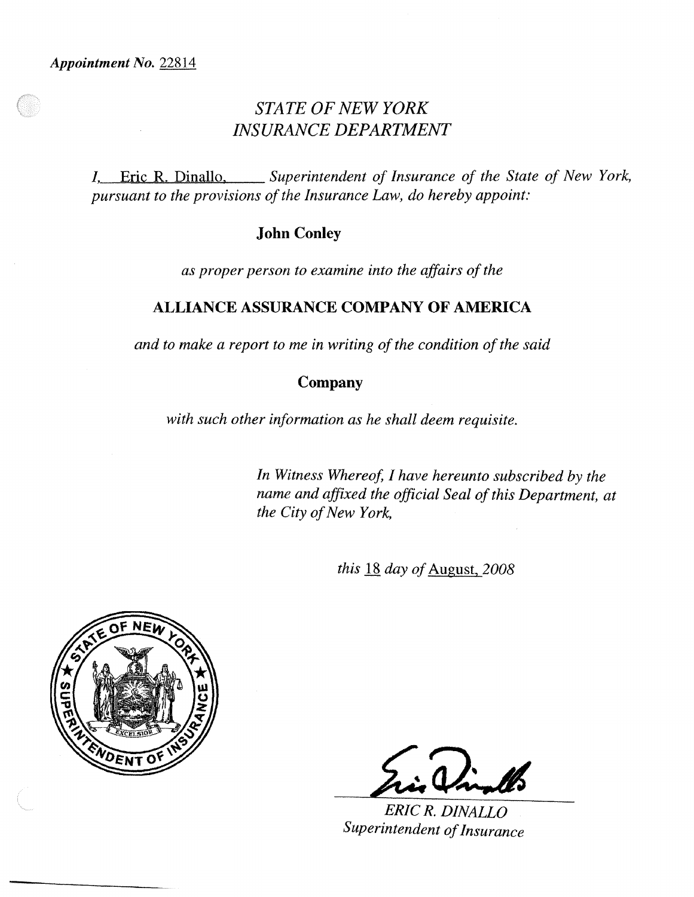*Appointment No.* 22814

## *STATE OF NEW YORK*
## *INSURANCE DEPARTMENT*

*I,* Eric R. Dinallo, *Superintendent of Insurance of the State of New York, pursuant to the provisions of the Insurance Law, do hereby appoint:*

**John Conley**

*as proper person to examine into the affairs of the*

**ALLIANCE ASSURANCE COMPANY OF AMERICA**

*and to make a report to me in writing of the condition of the said*

**Company**

*with such other information as he shall deem requisite.*

*In Witness Whereof, I have hereunto subscribed by the name and affixed the official Seal of this Department, at the City of New York,*

*this* 18 *day of* August, *2008*

STATE OF NEW YORK ★ SUPERINTENDENT OF INSURANCE ★
EXCELSIOR

*ERIC R. DINALLO*
*Superintendent of Insurance*